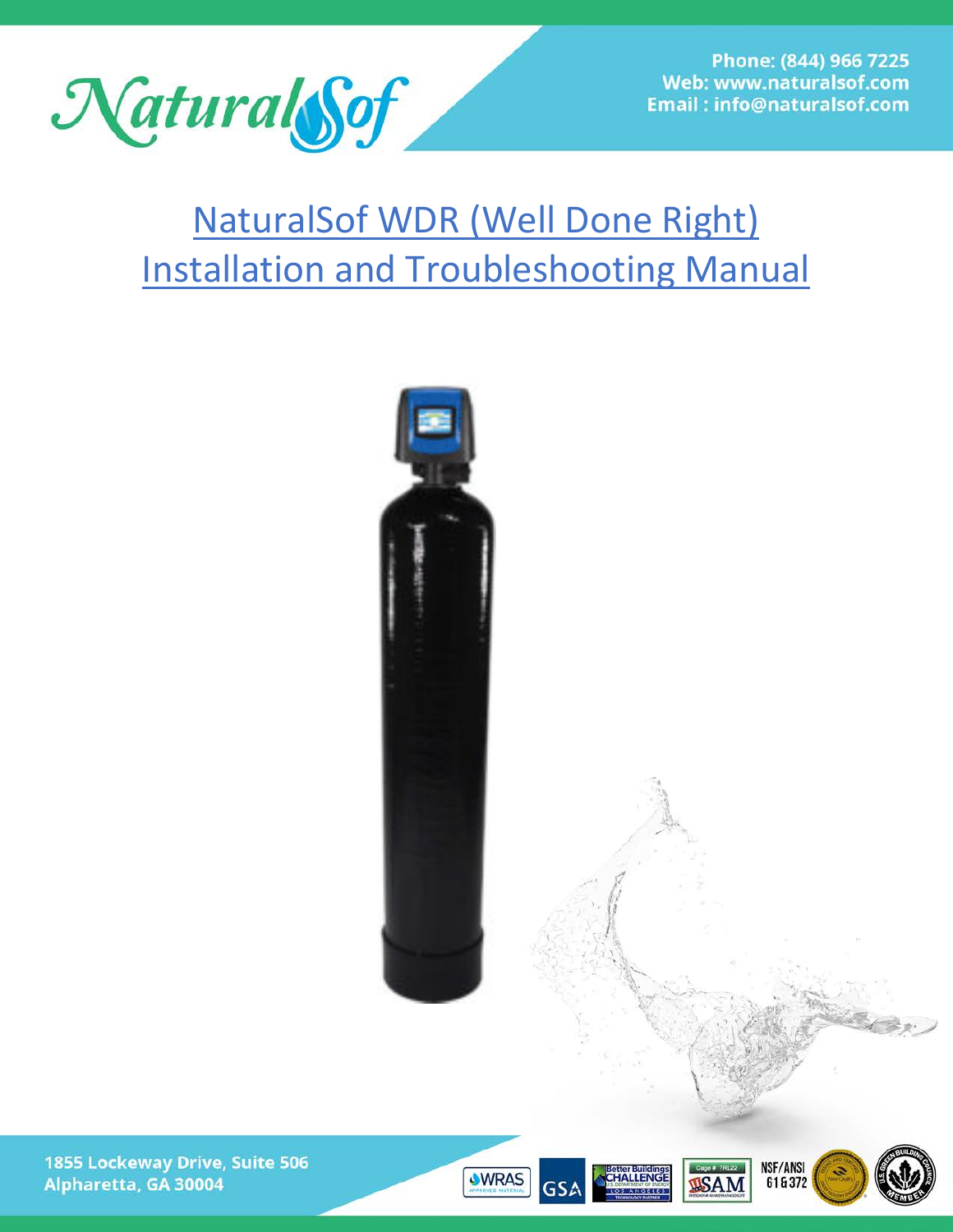Phone: (844) 966 7225
Web: www.naturalsof.com
Email : info@naturalsof.com

# NaturalSof WDR (Well Done Right) Installation and Troubleshooting Manual

1855 Lockeway Drive, Suite 506
Alpharetta, GA 30004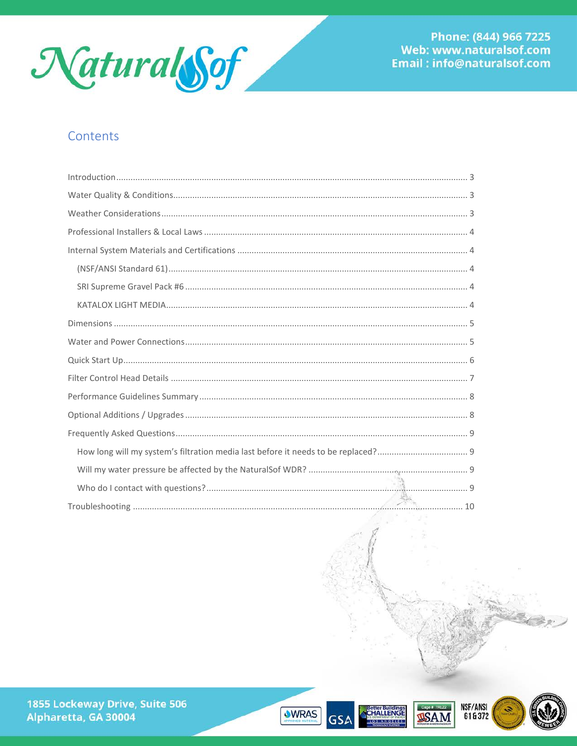## Contents

- Introduction ........ 3
- Water Quality & Conditions ........ 3
- Weather Considerations ........ 3
- Professional Installers & Local Laws ........ 4
- Internal System Materials and Certifications ........ 4
  - (NSF/ANSI Standard 61) ........ 4
  - SRI Supreme Gravel Pack #6 ........ 4
  - KATALOX LIGHT MEDIA ........ 4
- Dimensions ........ 5
- Water and Power Connections ........ 5
- Quick Start Up ........ 6
- Filter Control Head Details ........ 7
- Performance Guidelines Summary ........ 8
- Optional Additions / Upgrades ........ 8
- Frequently Asked Questions ........ 9
  - How long will my system's filtration media last before it needs to be replaced? ........ 9
  - Will my water pressure be affected by the NaturalSof WDR? ........ 9
  - Who do I contact with questions? ........ 9
- Troubleshooting ........ 10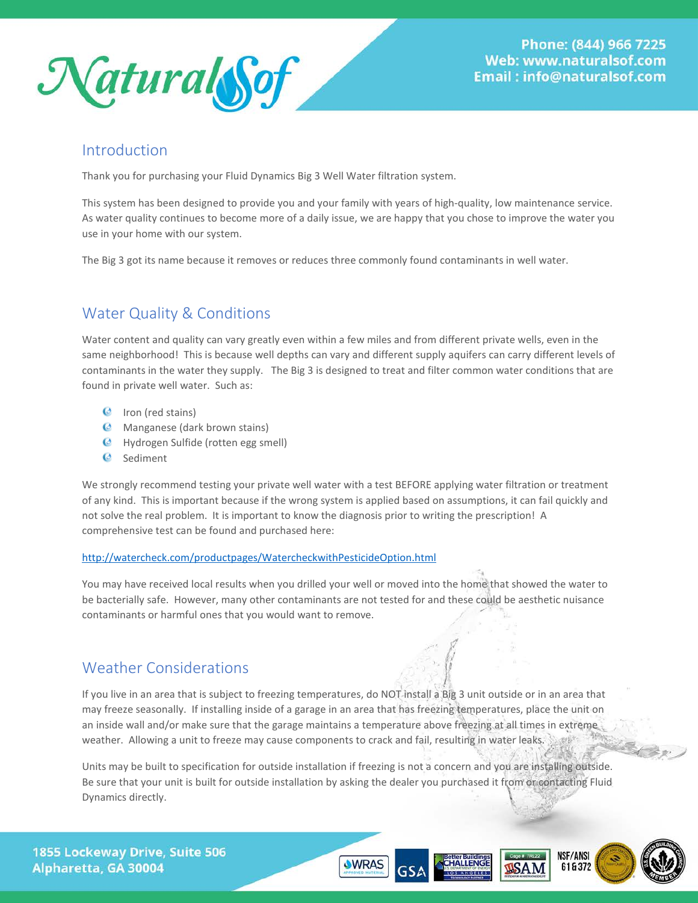## Introduction

Thank you for purchasing your Fluid Dynamics Big 3 Well Water filtration system.

This system has been designed to provide you and your family with years of high-quality, low maintenance service. As water quality continues to become more of a daily issue, we are happy that you chose to improve the water you use in your home with our system.

The Big 3 got its name because it removes or reduces three commonly found contaminants in well water.

## Water Quality & Conditions

Water content and quality can vary greatly even within a few miles and from different private wells, even in the same neighborhood! This is because well depths can vary and different supply aquifers can carry different levels of contaminants in the water they supply. The Big 3 is designed to treat and filter common water conditions that are found in private well water. Such as:

- Iron (red stains)
- Manganese (dark brown stains)
- Hydrogen Sulfide (rotten egg smell)
- Sediment

We strongly recommend testing your private well water with a test BEFORE applying water filtration or treatment of any kind. This is important because if the wrong system is applied based on assumptions, it can fail quickly and not solve the real problem. It is important to know the diagnosis prior to writing the prescription! A comprehensive test can be found and purchased here:

http://watercheck.com/productpages/WatercheckwithPesticideOption.html

You may have received local results when you drilled your well or moved into the home that showed the water to be bacterially safe. However, many other contaminants are not tested for and these could be aesthetic nuisance contaminants or harmful ones that you would want to remove.

## Weather Considerations

If you live in an area that is subject to freezing temperatures, do NOT install a Big 3 unit outside or in an area that may freeze seasonally. If installing inside of a garage in an area that has freezing temperatures, place the unit on an inside wall and/or make sure that the garage maintains a temperature above freezing at all times in extreme weather. Allowing a unit to freeze may cause components to crack and fail, resulting in water leaks.

Units may be built to specification for outside installation if freezing is not a concern and you are installing outside. Be sure that your unit is built for outside installation by asking the dealer you purchased it from or contacting Fluid Dynamics directly.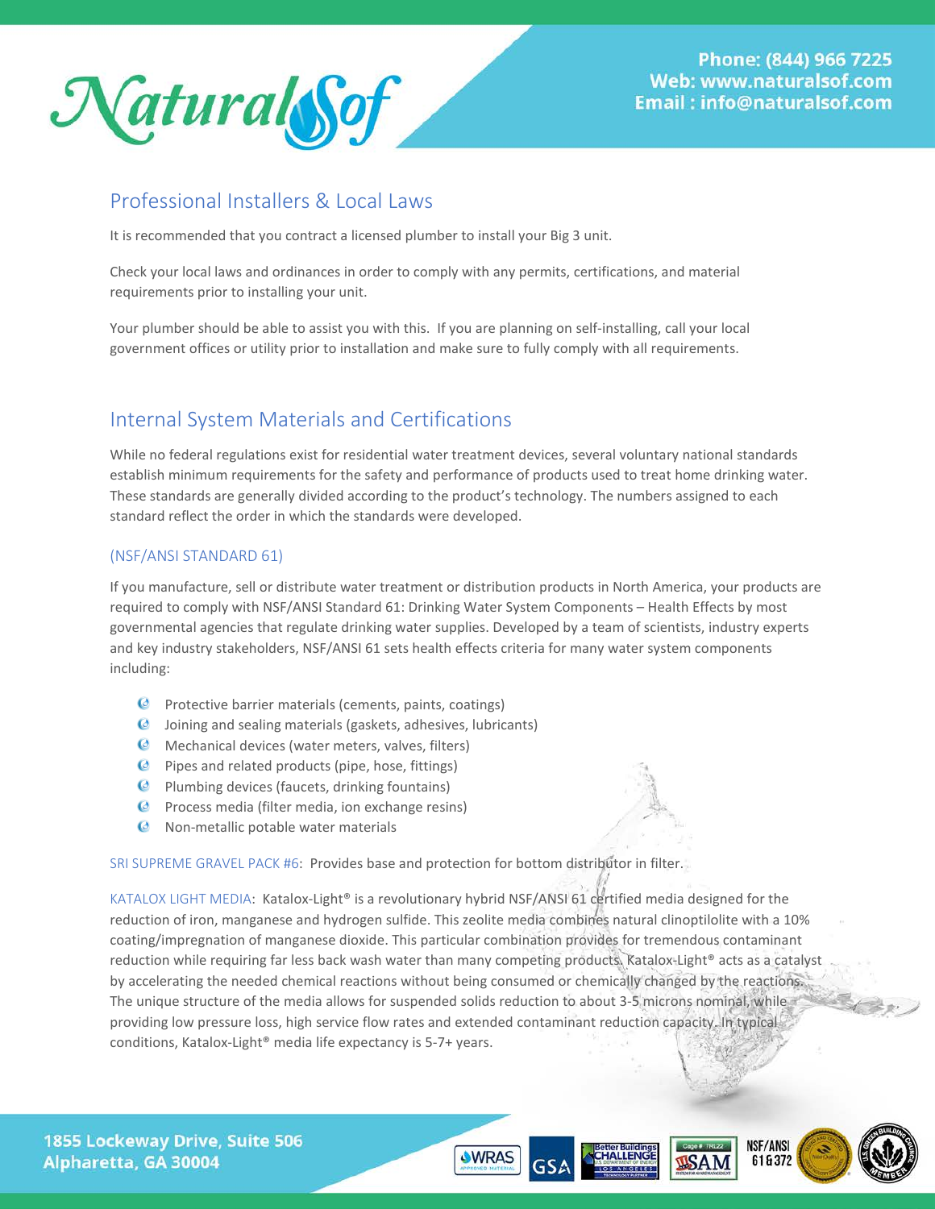## Professional Installers & Local Laws

It is recommended that you contract a licensed plumber to install your Big 3 unit.

Check your local laws and ordinances in order to comply with any permits, certifications, and material requirements prior to installing your unit.

Your plumber should be able to assist you with this. If you are planning on self-installing, call your local government offices or utility prior to installation and make sure to fully comply with all requirements.

## Internal System Materials and Certifications

While no federal regulations exist for residential water treatment devices, several voluntary national standards establish minimum requirements for the safety and performance of products used to treat home drinking water. These standards are generally divided according to the product's technology. The numbers assigned to each standard reflect the order in which the standards were developed.

### (NSF/ANSI STANDARD 61)

If you manufacture, sell or distribute water treatment or distribution products in North America, your products are required to comply with NSF/ANSI Standard 61: Drinking Water System Components – Health Effects by most governmental agencies that regulate drinking water supplies. Developed by a team of scientists, industry experts and key industry stakeholders, NSF/ANSI 61 sets health effects criteria for many water system components including:

- Protective barrier materials (cements, paints, coatings)
- Joining and sealing materials (gaskets, adhesives, lubricants)
- Mechanical devices (water meters, valves, filters)
- Pipes and related products (pipe, hose, fittings)
- Plumbing devices (faucets, drinking fountains)
- Process media (filter media, ion exchange resins)
- Non-metallic potable water materials

SRI SUPREME GRAVEL PACK #6: Provides base and protection for bottom distributor in filter.

KATALOX LIGHT MEDIA: Katalox-Light® is a revolutionary hybrid NSF/ANSI 61 certified media designed for the reduction of iron, manganese and hydrogen sulfide. This zeolite media combines natural clinoptilolite with a 10% coating/impregnation of manganese dioxide. This particular combination provides for tremendous contaminant reduction while requiring far less back wash water than many competing products. Katalox-Light® acts as a catalyst by accelerating the needed chemical reactions without being consumed or chemically changed by the reactions. The unique structure of the media allows for suspended solids reduction to about 3-5 microns nominal, while providing low pressure loss, high service flow rates and extended contaminant reduction capacity. In typical conditions, Katalox-Light® media life expectancy is 5-7+ years.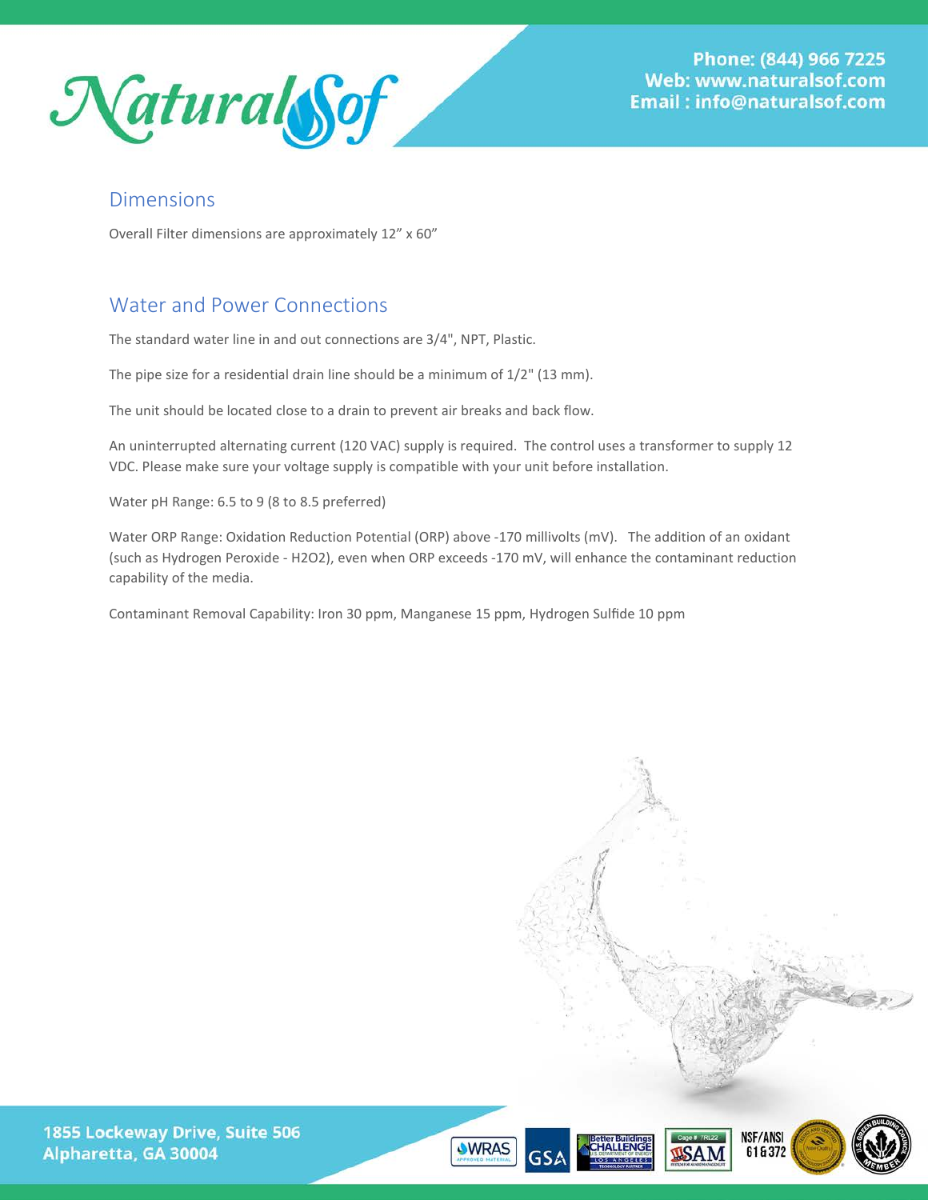## Dimensions

Overall Filter dimensions are approximately 12" x 60"

## Water and Power Connections

The standard water line in and out connections are 3/4", NPT, Plastic.

The pipe size for a residential drain line should be a minimum of 1/2" (13 mm).

The unit should be located close to a drain to prevent air breaks and back flow.

An uninterrupted alternating current (120 VAC) supply is required. The control uses a transformer to supply 12 VDC. Please make sure your voltage supply is compatible with your unit before installation.

Water pH Range: 6.5 to 9 (8 to 8.5 preferred)

Water ORP Range: Oxidation Reduction Potential (ORP) above -170 millivolts (mV). The addition of an oxidant (such as Hydrogen Peroxide - $H_2O_2$), even when ORP exceeds -170 mV, will enhance the contaminant reduction capability of the media.

Contaminant Removal Capability: Iron 30 ppm, Manganese 15 ppm, Hydrogen Sulfide 10 ppm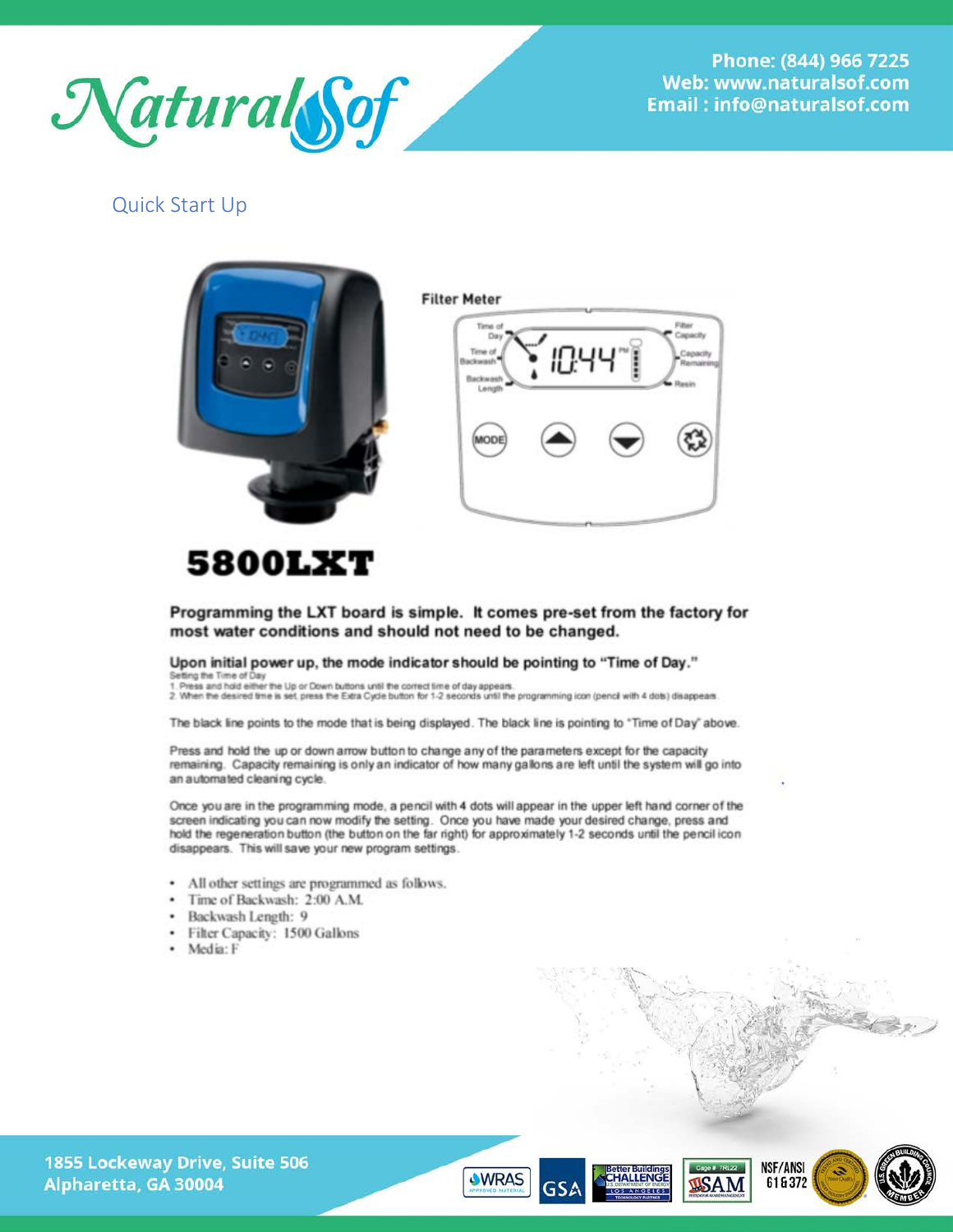Phone: (844) 966 7225
Web: www.naturalsof.com
Email : info@naturalsof.com

## Quick Start Up

Filter Meter

# 5800LXT

**Programming the LXT board is simple. It comes pre-set from the factory for most water conditions and should not need to be changed.**

**Upon initial power up, the mode indicator should be pointing to "Time of Day."**

Setting the Time of Day
1. Press and hold either the Up or Down buttons until the correct time of day appears.
2. When the desired time is set, press the Extra Cycle button for 1-2 seconds until the programming icon (pencil with 4 dots) disappears.

The black line points to the mode that is being displayed. The black line is pointing to "Time of Day" above.

Press and hold the up or down arrow button to change any of the parameters except for the capacity remaining. Capacity remaining is only an indicator of how many gallons are left until the system will go into an automated cleaning cycle.

Once you are in the programming mode, a pencil with 4 dots will appear in the upper left hand corner of the screen indicating you can now modify the setting. Once you have made your desired change, press and hold the regeneration button (the button on the far right) for approximately 1-2 seconds until the pencil icon disappears. This will save your new program settings.

- All other settings are programmed as follows.
- Time of Backwash: 2:00 A.M.
- Backwash Length: 9
- Filter Capacity: 1500 Gallons
- Media: F

1855 Lockeway Drive, Suite 506
Alpharetta, GA 30004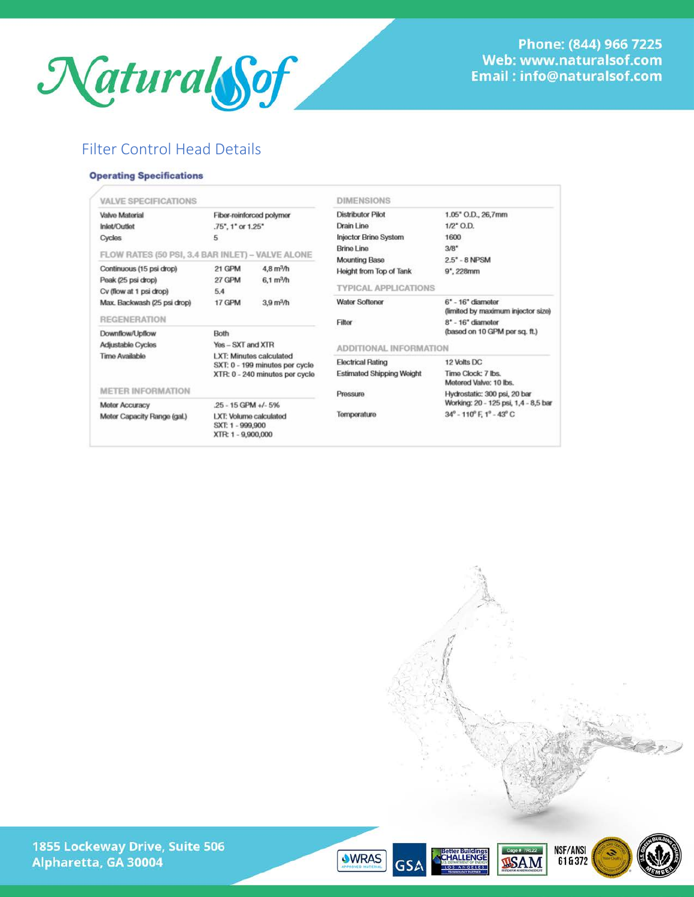## Filter Control Head Details

### Operating Specifications

| VALVE SPECIFICATIONS | | |
|---|---|---|
| Valve Material | Fiber-reinforced polymer | |
| Inlet/Outlet | .75", 1" or 1.25" | |
| Cycles | 5 | |
| **FLOW RATES (50 PSI, 3.4 BAR INLET) – VALVE ALONE** | | |
| Continuous (15 psi drop) | 21 GPM | 4,8 $m^3/h$ |
| Peak (25 psi drop) | 27 GPM | 6,1 $m^3/h$ |
| Cv (flow at 1 psi drop) | 5.4 | |
| Max. Backwash (25 psi drop) | 17 GPM | 3,9 $m^3/h$ |
| **REGENERATION** | | |
| Downflow/Upflow | Both | |
| Adjustable Cycles | Yes – SXT and XTR | |
| Time Available | LXT: Minutes calculated<br>SXT: 0 - 199 minutes per cycle<br>XTR: 0 - 240 minutes per cycle | |
| **METER INFORMATION** | | |
| Meter Accuracy | .25 - 15 GPM +/- 5% | |
| Meter Capacity Range (gal.) | LXT: Volume calculated<br>SXT: 1 - 999,900<br>XTR: 1 - 9,900,000 | |

| DIMENSIONS | |
|---|---|
| Distributor Pilot | 1.05" O.D., 26,7mm |
| Drain Line | 1/2" O.D. |
| Injector Brine System | 1600 |
| Brine Line | 3/8" |
| Mounting Base | 2.5" - 8 NPSM |
| Height from Top of Tank | 9", 228mm |
| **TYPICAL APPLICATIONS** | |
| Water Softener | 6" - 16" diameter (limited by maximum injector size) |
| Filter | 8" - 16" diameter (based on 10 GPM per sq. ft.) |
| **ADDITIONAL INFORMATION** | |
| Electrical Rating | 12 Volts DC |
| Estimated Shipping Weight | Time Clock: 7 lbs.<br>Metered Valve: 10 lbs. |
| Pressure | Hydrostatic: 300 psi, 20 bar<br>Working: 20 - 125 psi, 1,4 - 8,5 bar |
| Temperature | 34° - 110° F, 1° - 43° C |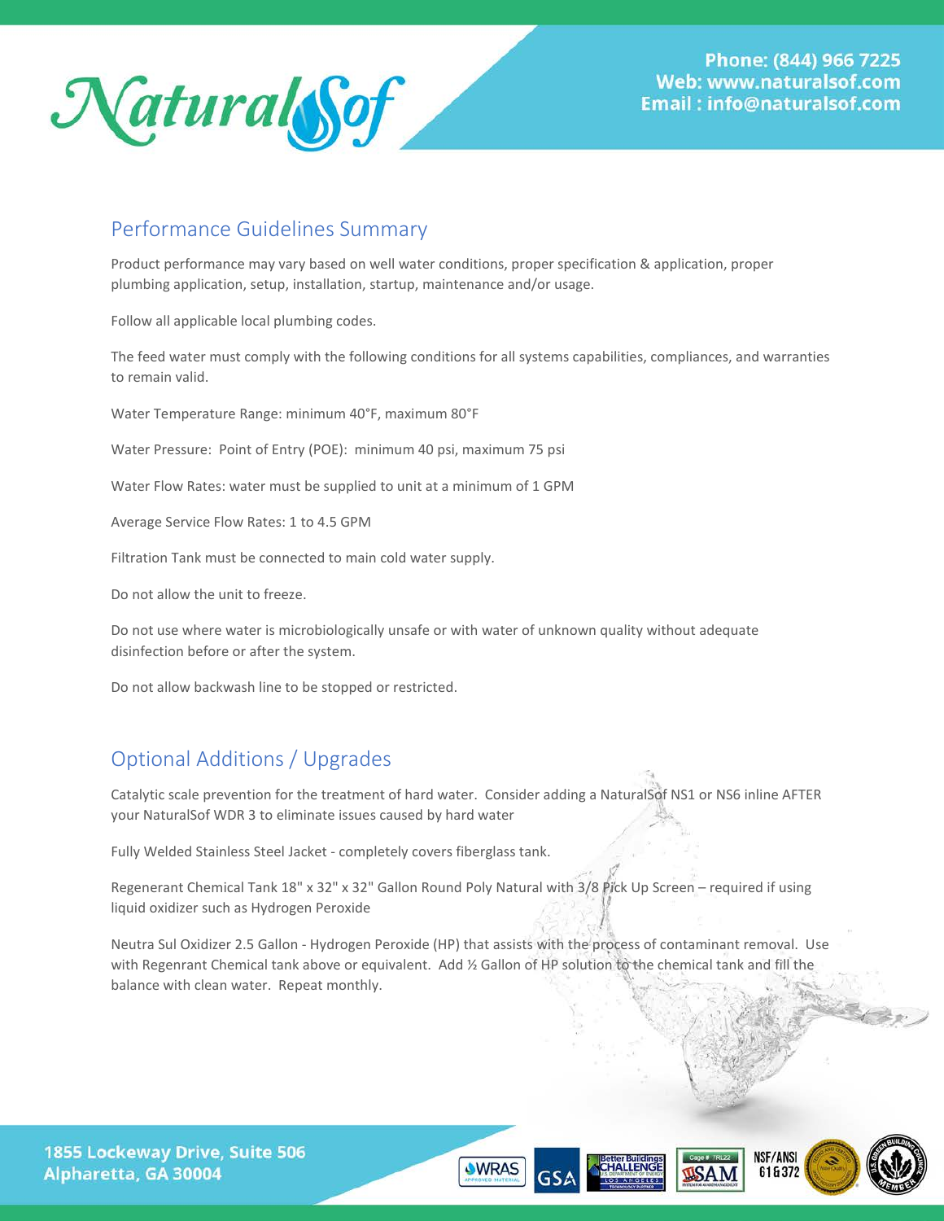## Performance Guidelines Summary

Product performance may vary based on well water conditions, proper specification & application, proper plumbing application, setup, installation, startup, maintenance and/or usage.

Follow all applicable local plumbing codes.

The feed water must comply with the following conditions for all systems capabilities, compliances, and warranties to remain valid.

Water Temperature Range: minimum 40°F, maximum 80°F

Water Pressure: Point of Entry (POE): minimum 40 psi, maximum 75 psi

Water Flow Rates: water must be supplied to unit at a minimum of 1 GPM

Average Service Flow Rates: 1 to 4.5 GPM

Filtration Tank must be connected to main cold water supply.

Do not allow the unit to freeze.

Do not use where water is microbiologically unsafe or with water of unknown quality without adequate disinfection before or after the system.

Do not allow backwash line to be stopped or restricted.

## Optional Additions / Upgrades

Catalytic scale prevention for the treatment of hard water. Consider adding a NaturalSof NS1 or NS6 inline AFTER your NaturalSof WDR 3 to eliminate issues caused by hard water

Fully Welded Stainless Steel Jacket - completely covers fiberglass tank.

Regenerant Chemical Tank 18" x 32" x 32" Gallon Round Poly Natural with 3/8 Pick Up Screen – required if using liquid oxidizer such as Hydrogen Peroxide

Neutra Sul Oxidizer 2.5 Gallon - Hydrogen Peroxide (HP) that assists with the process of contaminant removal. Use with Regenrant Chemical tank above or equivalent. Add ½ Gallon of HP solution to the chemical tank and fill the balance with clean water. Repeat monthly.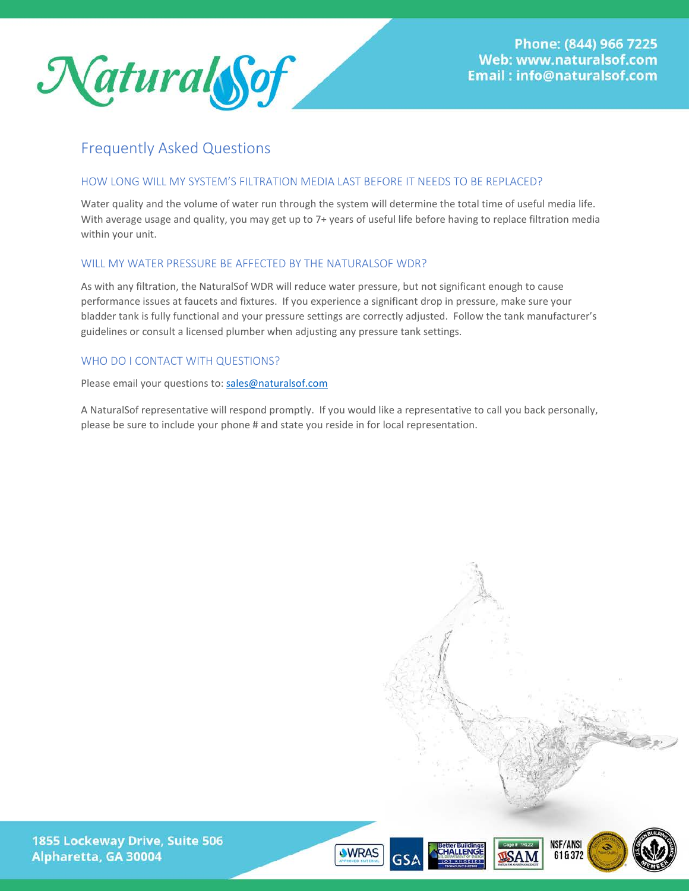# Frequently Asked Questions

## HOW LONG WILL MY SYSTEM'S FILTRATION MEDIA LAST BEFORE IT NEEDS TO BE REPLACED?

Water quality and the volume of water run through the system will determine the total time of useful media life. With average usage and quality, you may get up to 7+ years of useful life before having to replace filtration media within your unit.

## WILL MY WATER PRESSURE BE AFFECTED BY THE NATURALSOF WDR?

As with any filtration, the NaturalSof WDR will reduce water pressure, but not significant enough to cause performance issues at faucets and fixtures. If you experience a significant drop in pressure, make sure your bladder tank is fully functional and your pressure settings are correctly adjusted. Follow the tank manufacturer's guidelines or consult a licensed plumber when adjusting any pressure tank settings.

## WHO DO I CONTACT WITH QUESTIONS?

Please email your questions to: sales@naturalsof.com

A NaturalSof representative will respond promptly. If you would like a representative to call you back personally, please be sure to include your phone # and state you reside in for local representation.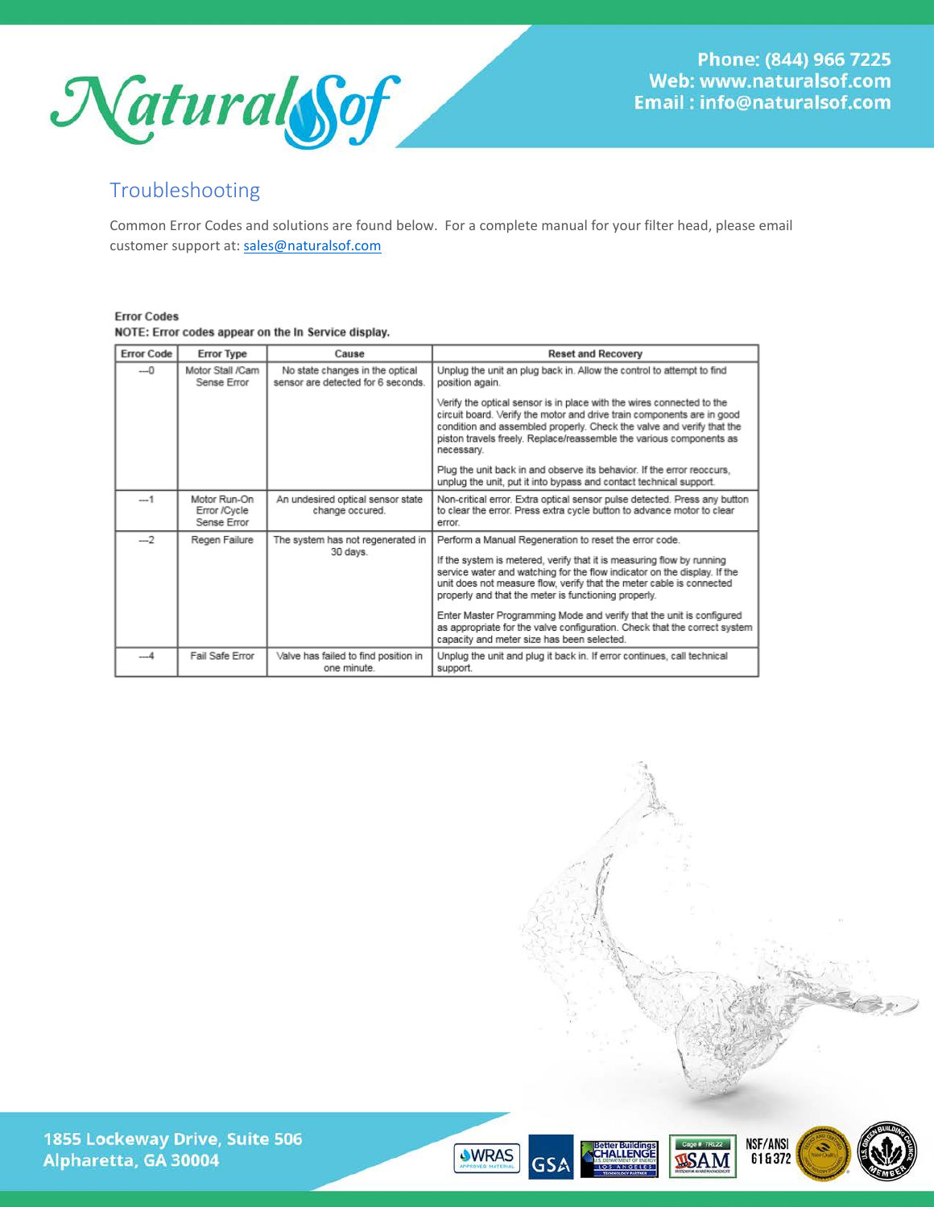## Troubleshooting

Common Error Codes and solutions are found below. For a complete manual for your filter head, please email customer support at: [sales@naturalsof.com](mailto:sales@naturalsof.com)

**Error Codes**

**NOTE: Error codes appear on the In Service display.**

| Error Code | Error Type | Cause | Reset and Recovery |
|---|---|---|---|
| ---0 | Motor Stall /Cam Sense Error | No state changes in the optical sensor are detected for 6 seconds. | Unplug the unit an plug back in. Allow the control to attempt to find position again.<br><br>Verify the optical sensor is in place with the wires connected to the circuit board. Verify the motor and drive train components are in good condition and assembled properly. Check the valve and verify that the piston travels freely. Replace/reassemble the various components as necessary.<br><br>Plug the unit back in and observe its behavior. If the error reoccurs, unplug the unit, put it into bypass and contact technical support. |
| ---1 | Motor Run-On Error /Cycle Sense Error | An undesired optical sensor state change occured. | Non-critical error. Extra optical sensor pulse detected. Press any button to clear the error. Press extra cycle button to advance motor to clear error. |
| ---2 | Regen Failure | The system has not regenerated in 30 days. | Perform a Manual Regeneration to reset the error code.<br><br>If the system is metered, verify that it is measuring flow by running service water and watching for the flow indicator on the display. If the unit does not measure flow, verify that the meter cable is connected properly and that the meter is functioning properly.<br><br>Enter Master Programming Mode and verify that the unit is configured as appropriate for the valve configuration. Check that the correct system capacity and meter size has been selected. |
| ---4 | Fail Safe Error | Valve has failed to find position in one minute. | Unplug the unit and plug it back in. If error continues, call technical support. |